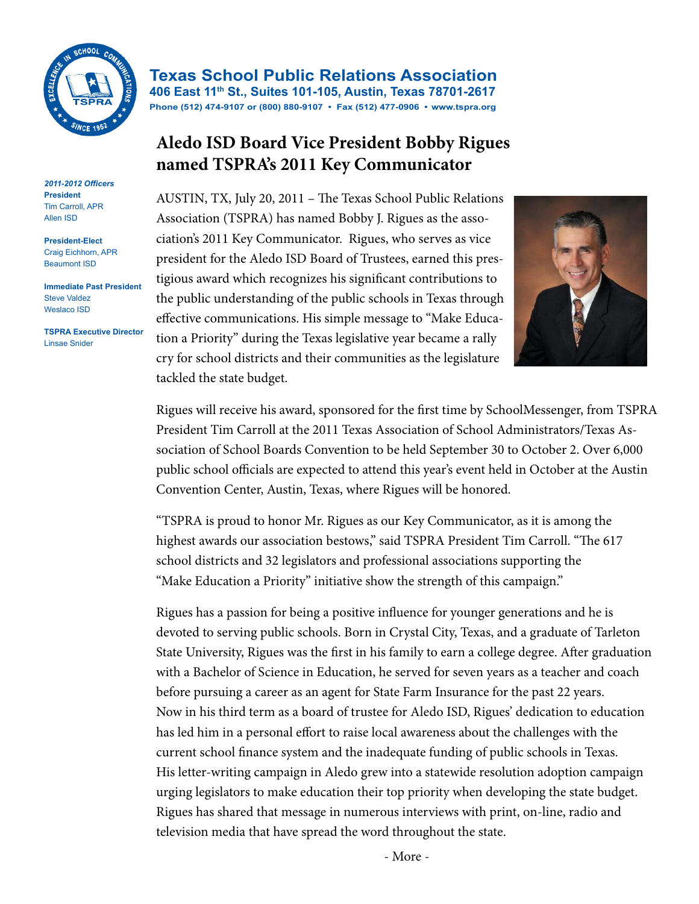**Texas School Public Relations Association**
**406 East 11th St., Suites 101-105, Austin, Texas 78701-2617**
**Phone (512) 474-9107 or (800) 880-9107 • Fax (512) 477-0906 • www.tspra.org**

***2011-2012 Officers***

**President**
Tim Carroll, APR
Allen ISD

**President-Elect**
Craig Eichhorn, APR
Beaumont ISD

**Immediate Past President**
Steve Valdez
Weslaco ISD

**TSPRA Executive Director**
Linsae Snider

# Aledo ISD Board Vice President Bobby Rigues named TSPRA's 2011 Key Communicator

AUSTIN, TX, July 20, 2011 – The Texas School Public Relations Association (TSPRA) has named Bobby J. Rigues as the association's 2011 Key Communicator. Rigues, who serves as vice president for the Aledo ISD Board of Trustees, earned this prestigious award which recognizes his significant contributions to the public understanding of the public schools in Texas through effective communications. His simple message to "Make Education a Priority" during the Texas legislative year became a rally cry for school districts and their communities as the legislature tackled the state budget.

Rigues will receive his award, sponsored for the first time by SchoolMessenger, from TSPRA President Tim Carroll at the 2011 Texas Association of School Administrators/Texas Association of School Boards Convention to be held September 30 to October 2. Over 6,000 public school officials are expected to attend this year's event held in October at the Austin Convention Center, Austin, Texas, where Rigues will be honored.

"TSPRA is proud to honor Mr. Rigues as our Key Communicator, as it is among the highest awards our association bestows," said TSPRA President Tim Carroll. "The 617 school districts and 32 legislators and professional associations supporting the "Make Education a Priority" initiative show the strength of this campaign."

Rigues has a passion for being a positive influence for younger generations and he is devoted to serving public schools. Born in Crystal City, Texas, and a graduate of Tarleton State University, Rigues was the first in his family to earn a college degree. After graduation with a Bachelor of Science in Education, he served for seven years as a teacher and coach before pursuing a career as an agent for State Farm Insurance for the past 22 years. Now in his third term as a board of trustee for Aledo ISD, Rigues' dedication to education has led him in a personal effort to raise local awareness about the challenges with the current school finance system and the inadequate funding of public schools in Texas. His letter-writing campaign in Aledo grew into a statewide resolution adoption campaign urging legislators to make education their top priority when developing the state budget. Rigues has shared that message in numerous interviews with print, on-line, radio and television media that have spread the word throughout the state.

- More -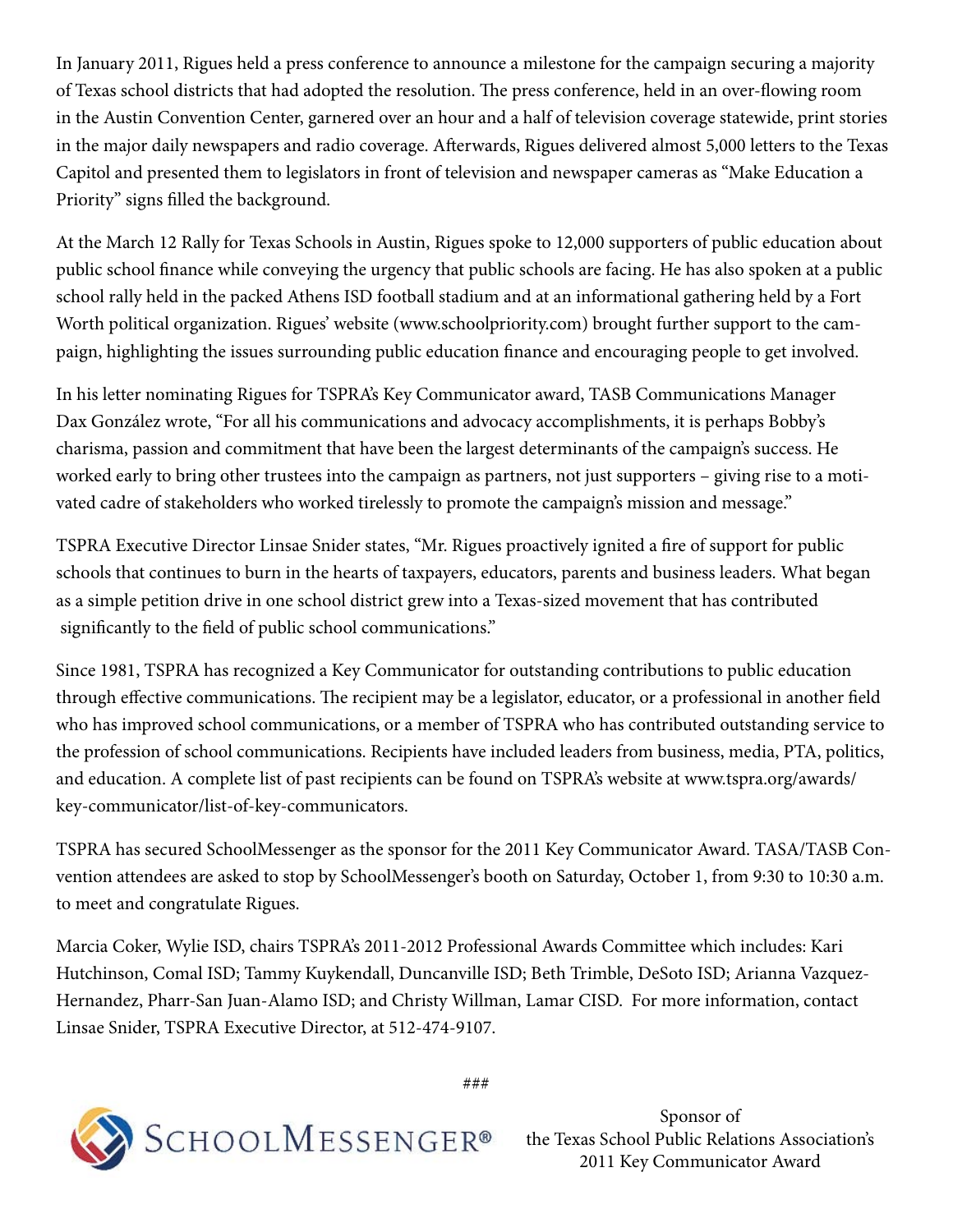In January 2011, Rigues held a press conference to announce a milestone for the campaign securing a majority of Texas school districts that had adopted the resolution. The press conference, held in an over-flowing room in the Austin Convention Center, garnered over an hour and a half of television coverage statewide, print stories in the major daily newspapers and radio coverage. Afterwards, Rigues delivered almost 5,000 letters to the Texas Capitol and presented them to legislators in front of television and newspaper cameras as "Make Education a Priority" signs filled the background.

At the March 12 Rally for Texas Schools in Austin, Rigues spoke to 12,000 supporters of public education about public school finance while conveying the urgency that public schools are facing. He has also spoken at a public school rally held in the packed Athens ISD football stadium and at an informational gathering held by a Fort Worth political organization. Rigues' website (www.schoolpriority.com) brought further support to the campaign, highlighting the issues surrounding public education finance and encouraging people to get involved.

In his letter nominating Rigues for TSPRA's Key Communicator award, TASB Communications Manager Dax González wrote, "For all his communications and advocacy accomplishments, it is perhaps Bobby's charisma, passion and commitment that have been the largest determinants of the campaign's success. He worked early to bring other trustees into the campaign as partners, not just supporters – giving rise to a motivated cadre of stakeholders who worked tirelessly to promote the campaign's mission and message."

TSPRA Executive Director Linsae Snider states, "Mr. Rigues proactively ignited a fire of support for public schools that continues to burn in the hearts of taxpayers, educators, parents and business leaders. What began as a simple petition drive in one school district grew into a Texas-sized movement that has contributed significantly to the field of public school communications."

Since 1981, TSPRA has recognized a Key Communicator for outstanding contributions to public education through effective communications. The recipient may be a legislator, educator, or a professional in another field who has improved school communications, or a member of TSPRA who has contributed outstanding service to the profession of school communications. Recipients have included leaders from business, media, PTA, politics, and education. A complete list of past recipients can be found on TSPRA's website at www.tspra.org/awards/key-communicator/list-of-key-communicators.

TSPRA has secured SchoolMessenger as the sponsor for the 2011 Key Communicator Award. TASA/TASB Convention attendees are asked to stop by SchoolMessenger's booth on Saturday, October 1, from 9:30 to 10:30 a.m. to meet and congratulate Rigues.

Marcia Coker, Wylie ISD, chairs TSPRA's 2011-2012 Professional Awards Committee which includes: Kari Hutchinson, Comal ISD; Tammy Kuykendall, Duncanville ISD; Beth Trimble, DeSoto ISD; Arianna Vazquez-Hernandez, Pharr-San Juan-Alamo ISD; and Christy Willman, Lamar CISD. For more information, contact Linsae Snider, TSPRA Executive Director, at 512-474-9107.

###

SchoolMessenger®

Sponsor of
the Texas School Public Relations Association's
2011 Key Communicator Award